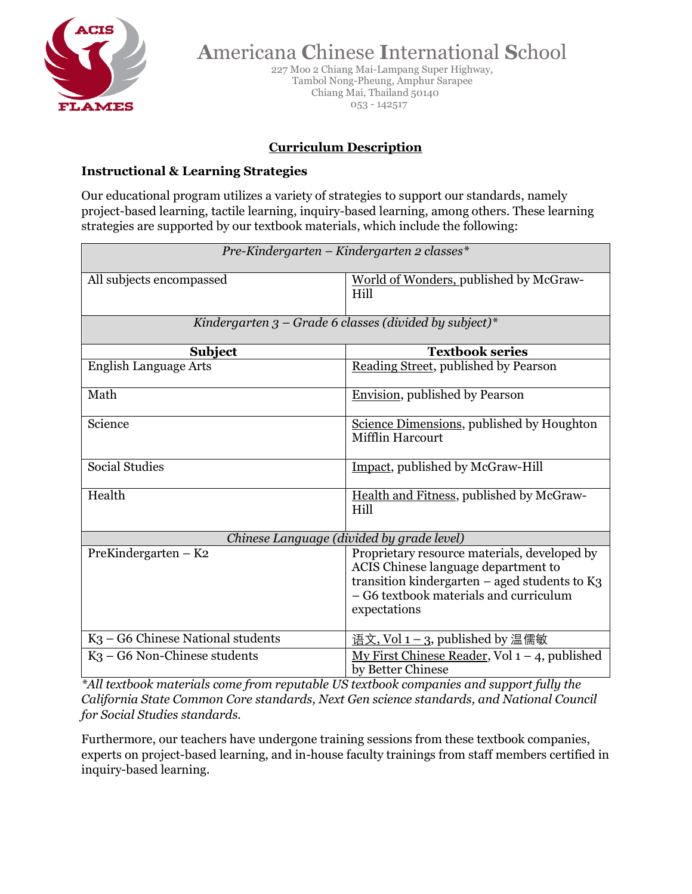# Americana Chinese International School

227 Moo 2 Chiang Mai-Lampang Super Highway,
Tambol Nong-Pheung, Amphur Sarapee
Chiang Mai, Thailand 50140
053 - 142517

## Curriculum Description

### Instructional & Learning Strategies

Our educational program utilizes a variety of strategies to support our standards, namely project-based learning, tactile learning, inquiry-based learning, among others. These learning strategies are supported by our textbook materials, which include the following:

| *Pre-Kindergarten – Kindergarten 2 classes** | |
|---|---|
| All subjects encompassed | World of Wonders, published by McGraw-Hill |
| *Kindergarten 3 – Grade 6 classes (divided by subject)** | |
| **Subject** | **Textbook series** |
| English Language Arts | Reading Street, published by Pearson |
| Math | Envision, published by Pearson |
| Science | Science Dimensions, published by Houghton Mifflin Harcourt |
| Social Studies | Impact, published by McGraw-Hill |
| Health | Health and Fitness, published by McGraw-Hill |
| *Chinese Language (divided by grade level)* | |
| PreKindergarten – K2 | Proprietary resource materials, developed by ACIS Chinese language department to transition kindergarten – aged students to K3 – G6 textbook materials and curriculum expectations |
| K3 – G6 Chinese National students | 语文, Vol 1 – 3, published by 温儒敏 |
| K3 – G6 Non-Chinese students | My First Chinese Reader, Vol 1 – 4, published by Better Chinese |

*\*All textbook materials come from reputable US textbook companies and support fully the California State Common Core standards, Next Gen science standards, and National Council for Social Studies standards.*

Furthermore, our teachers have undergone training sessions from these textbook companies, experts on project-based learning, and in-house faculty trainings from staff members certified in inquiry-based learning.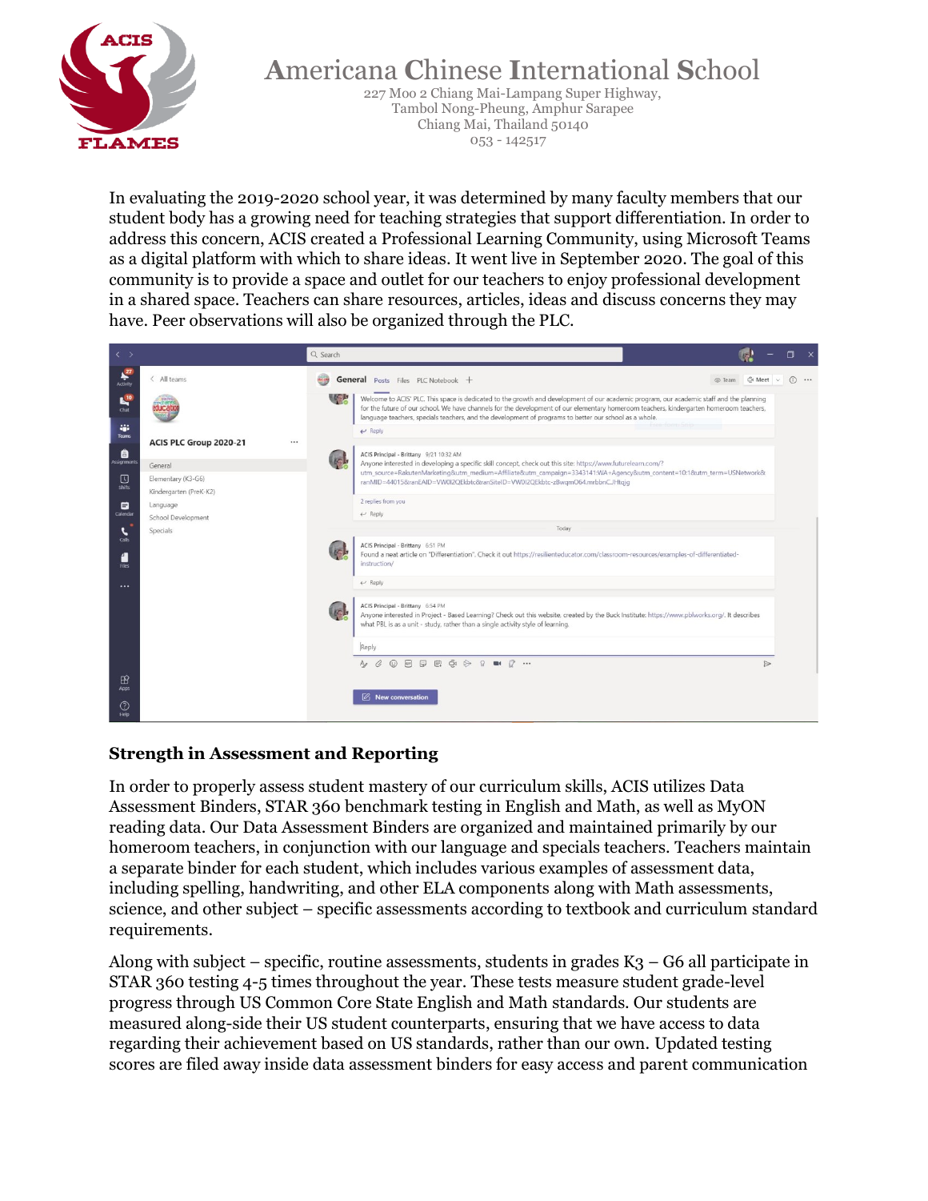# Americana Chinese International School

227 Moo 2 Chiang Mai-Lampang Super Highway,
Tambol Nong-Pheung, Amphur Sarapee
Chiang Mai, Thailand 50140
053 - 142517

In evaluating the 2019-2020 school year, it was determined by many faculty members that our student body has a growing need for teaching strategies that support differentiation. In order to address this concern, ACIS created a Professional Learning Community, using Microsoft Teams as a digital platform with which to share ideas. It went live in September 2020. The goal of this community is to provide a space and outlet for our teachers to enjoy professional development in a shared space. Teachers can share resources, articles, ideas and discuss concerns they may have. Peer observations will also be organized through the PLC.

## Strength in Assessment and Reporting

In order to properly assess student mastery of our curriculum skills, ACIS utilizes Data Assessment Binders, STAR 360 benchmark testing in English and Math, as well as MyON reading data. Our Data Assessment Binders are organized and maintained primarily by our homeroom teachers, in conjunction with our language and specials teachers. Teachers maintain a separate binder for each student, which includes various examples of assessment data, including spelling, handwriting, and other ELA components along with Math assessments, science, and other subject – specific assessments according to textbook and curriculum standard requirements.

Along with subject – specific, routine assessments, students in grades K3 – G6 all participate in STAR 360 testing 4-5 times throughout the year. These tests measure student grade-level progress through US Common Core State English and Math standards. Our students are measured along-side their US student counterparts, ensuring that we have access to data regarding their achievement based on US standards, rather than our own. Updated testing scores are filed away inside data assessment binders for easy access and parent communication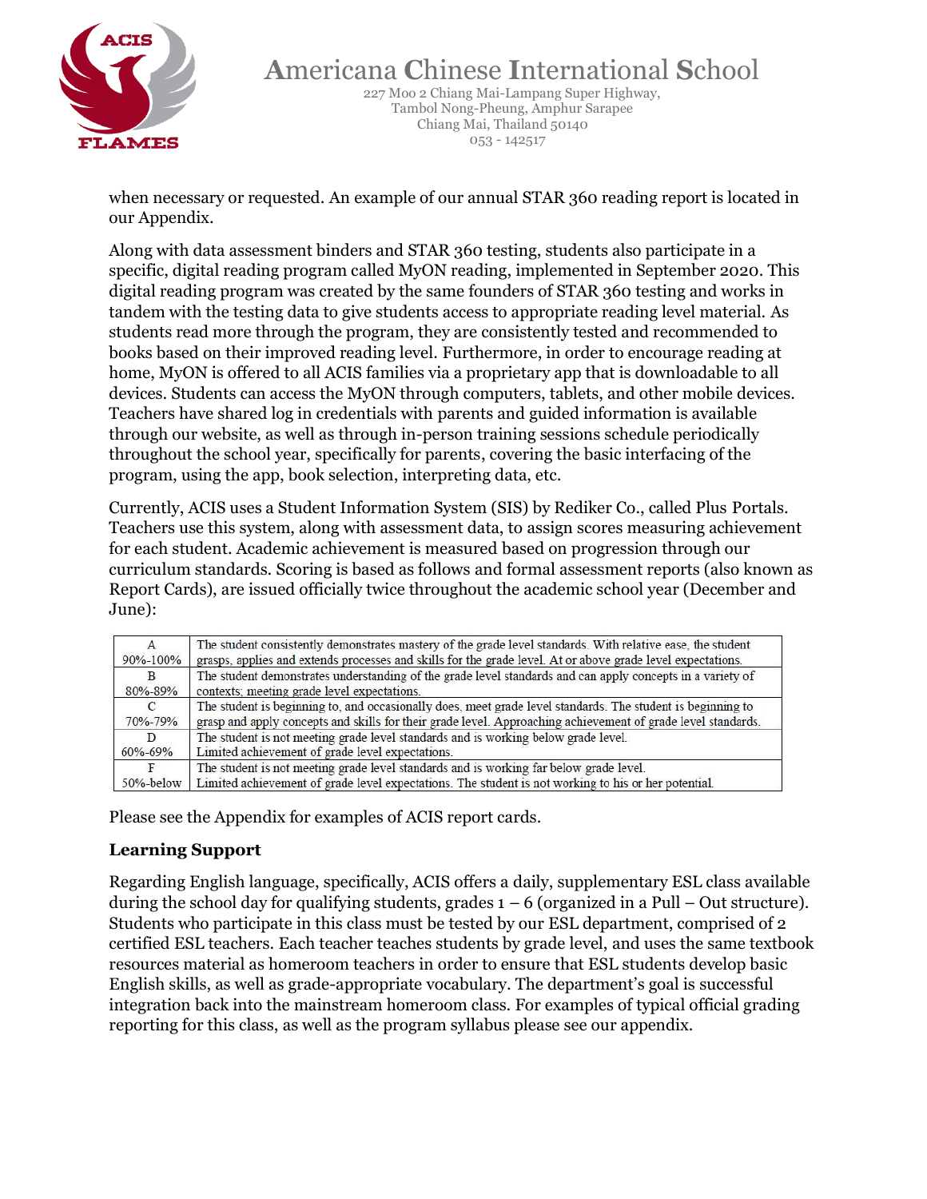when necessary or requested. An example of our annual STAR 360 reading report is located in our Appendix.

Along with data assessment binders and STAR 360 testing, students also participate in a specific, digital reading program called MyON reading, implemented in September 2020. This digital reading program was created by the same founders of STAR 360 testing and works in tandem with the testing data to give students access to appropriate reading level material. As students read more through the program, they are consistently tested and recommended to books based on their improved reading level. Furthermore, in order to encourage reading at home, MyON is offered to all ACIS families via a proprietary app that is downloadable to all devices. Students can access the MyON through computers, tablets, and other mobile devices. Teachers have shared log in credentials with parents and guided information is available through our website, as well as through in-person training sessions schedule periodically throughout the school year, specifically for parents, covering the basic interfacing of the program, using the app, book selection, interpreting data, etc.

Currently, ACIS uses a Student Information System (SIS) by Rediker Co., called Plus Portals. Teachers use this system, along with assessment data, to assign scores measuring achievement for each student. Academic achievement is measured based on progression through our curriculum standards. Scoring is based as follows and formal assessment reports (also known as Report Cards), are issued officially twice throughout the academic school year (December and June):

| Grade | Description |
|---|---|
| A<br>90%-100% | The student consistently demonstrates mastery of the grade level standards. With relative ease, the student grasps, applies and extends processes and skills for the grade level. At or above grade level expectations. |
| B<br>80%-89% | The student demonstrates understanding of the grade level standards and can apply concepts in a variety of contexts; meeting grade level expectations. |
| C<br>70%-79% | The student is beginning to, and occasionally does, meet grade level standards. The student is beginning to grasp and apply concepts and skills for their grade level. Approaching achievement of grade level standards. |
| D<br>60%-69% | The student is not meeting grade level standards and is working below grade level. Limited achievement of grade level expectations. |
| F<br>50%-below | The student is not meeting grade level standards and is working far below grade level. Limited achievement of grade level expectations. The student is not working to his or her potential. |

Please see the Appendix for examples of ACIS report cards.

### Learning Support

Regarding English language, specifically, ACIS offers a daily, supplementary ESL class available during the school day for qualifying students, grades 1 – 6 (organized in a Pull – Out structure). Students who participate in this class must be tested by our ESL department, comprised of 2 certified ESL teachers. Each teacher teaches students by grade level, and uses the same textbook resources material as homeroom teachers in order to ensure that ESL students develop basic English skills, as well as grade-appropriate vocabulary. The department's goal is successful integration back into the mainstream homeroom class. For examples of typical official grading reporting for this class, as well as the program syllabus please see our appendix.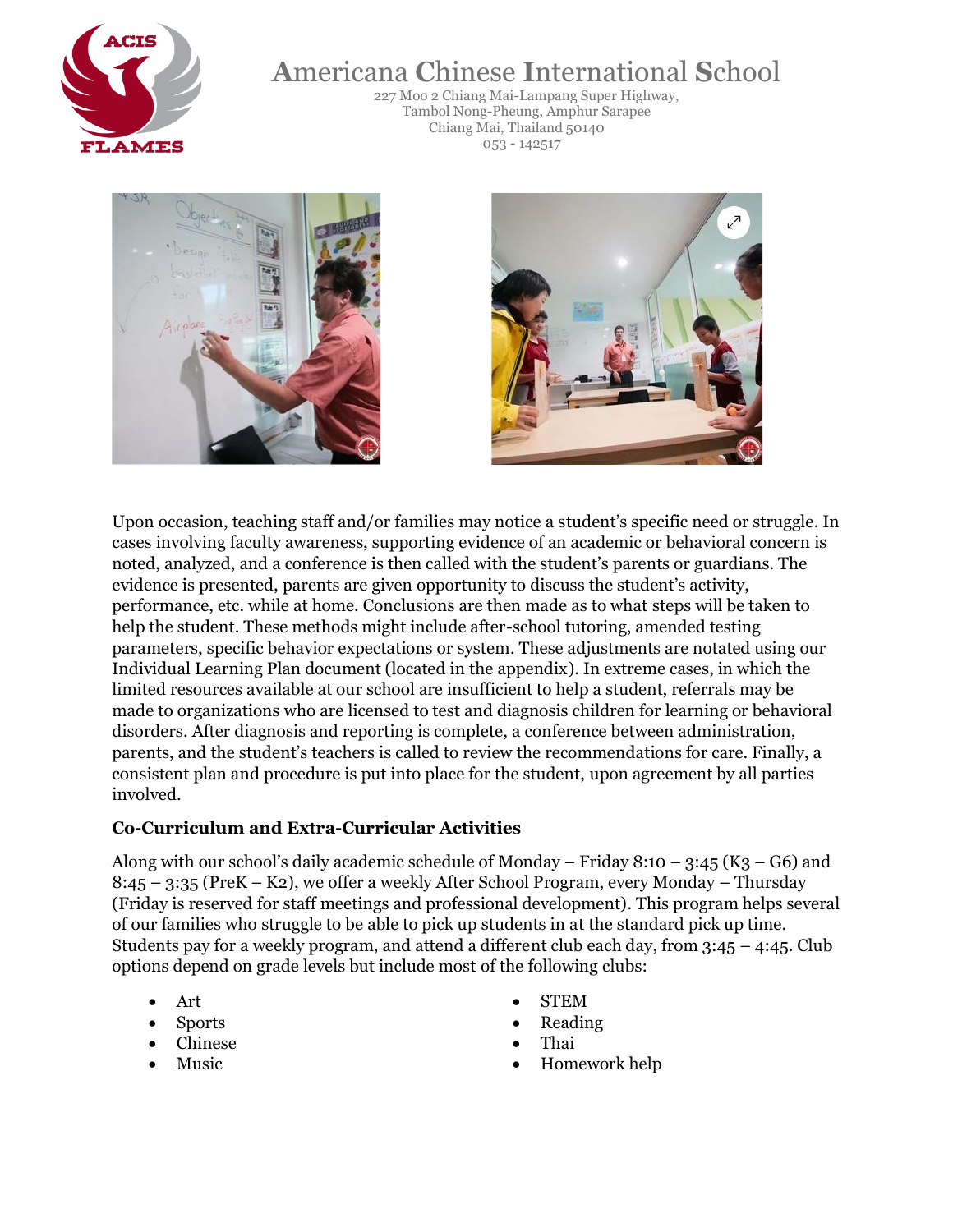# Americana Chinese International School

227 Moo 2 Chiang Mai-Lampang Super Highway,
Tambol Nong-Pheung, Amphur Sarapee
Chiang Mai, Thailand 50140
053 - 142517

Upon occasion, teaching staff and/or families may notice a student's specific need or struggle. In cases involving faculty awareness, supporting evidence of an academic or behavioral concern is noted, analyzed, and a conference is then called with the student's parents or guardians. The evidence is presented, parents are given opportunity to discuss the student's activity, performance, etc. while at home. Conclusions are then made as to what steps will be taken to help the student. These methods might include after-school tutoring, amended testing parameters, specific behavior expectations or system. These adjustments are notated using our Individual Learning Plan document (located in the appendix). In extreme cases, in which the limited resources available at our school are insufficient to help a student, referrals may be made to organizations who are licensed to test and diagnosis children for learning or behavioral disorders. After diagnosis and reporting is complete, a conference between administration, parents, and the student's teachers is called to review the recommendations for care. Finally, a consistent plan and procedure is put into place for the student, upon agreement by all parties involved.

### Co-Curriculum and Extra-Curricular Activities

Along with our school's daily academic schedule of Monday – Friday 8:10 – 3:45 (K3 – G6) and 8:45 – 3:35 (PreK – K2), we offer a weekly After School Program, every Monday – Thursday (Friday is reserved for staff meetings and professional development). This program helps several of our families who struggle to be able to pick up students in at the standard pick up time. Students pay for a weekly program, and attend a different club each day, from 3:45 – 4:45. Club options depend on grade levels but include most of the following clubs:

- Art
- Sports
- Chinese
- Music
- STEM
- Reading
- Thai
- Homework help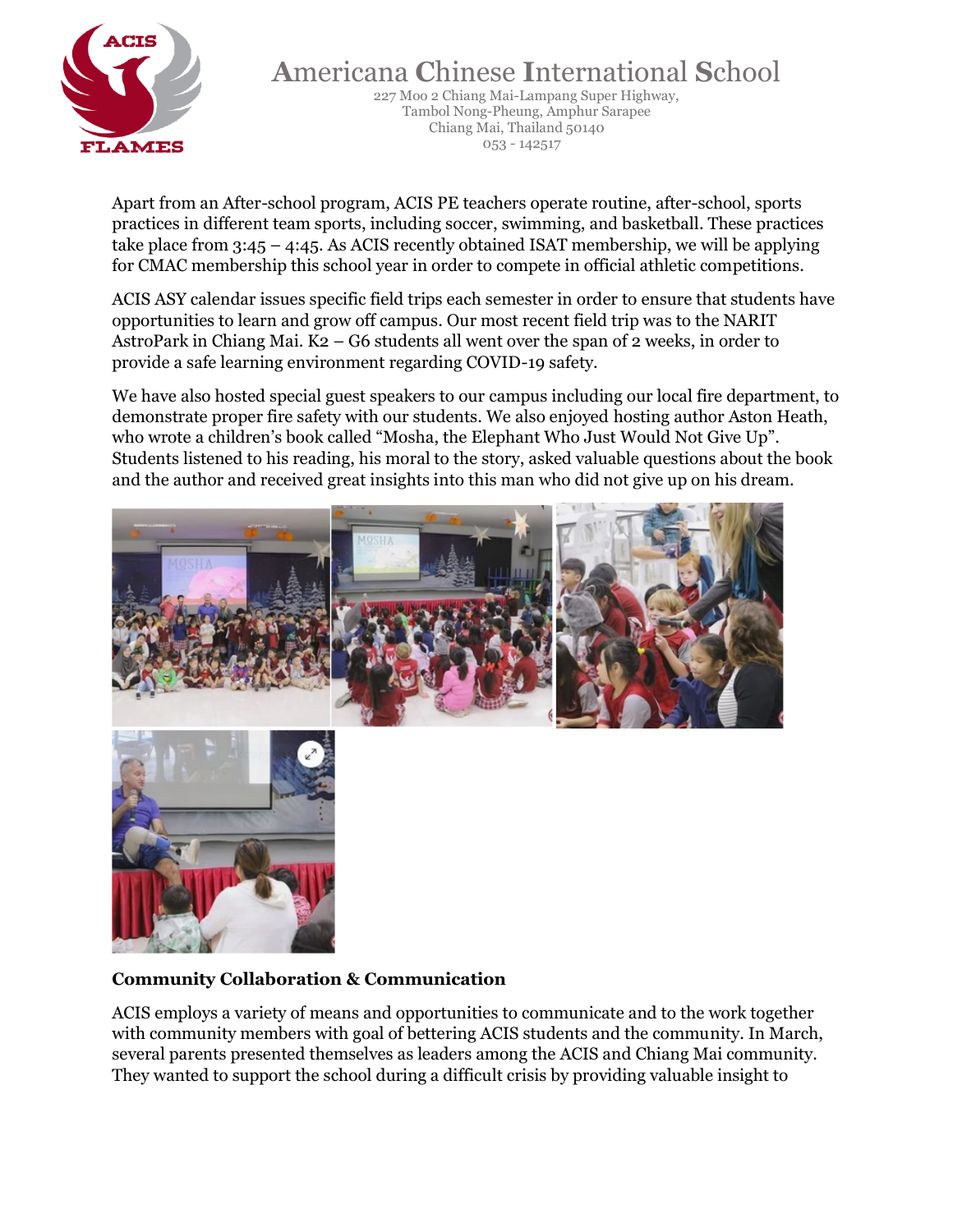Apart from an After-school program, ACIS PE teachers operate routine, after-school, sports practices in different team sports, including soccer, swimming, and basketball. These practices take place from 3:45 – 4:45. As ACIS recently obtained ISAT membership, we will be applying for CMAC membership this school year in order to compete in official athletic competitions.

ACIS ASY calendar issues specific field trips each semester in order to ensure that students have opportunities to learn and grow off campus. Our most recent field trip was to the NARIT AstroPark in Chiang Mai. K2 – G6 students all went over the span of 2 weeks, in order to provide a safe learning environment regarding COVID-19 safety.

We have also hosted special guest speakers to our campus including our local fire department, to demonstrate proper fire safety with our students. We also enjoyed hosting author Aston Heath, who wrote a children's book called "Mosha, the Elephant Who Just Would Not Give Up". Students listened to his reading, his moral to the story, asked valuable questions about the book and the author and received great insights into this man who did not give up on his dream.

**Community Collaboration & Communication**

ACIS employs a variety of means and opportunities to communicate and to the work together with community members with goal of bettering ACIS students and the community. In March, several parents presented themselves as leaders among the ACIS and Chiang Mai community. They wanted to support the school during a difficult crisis by providing valuable insight to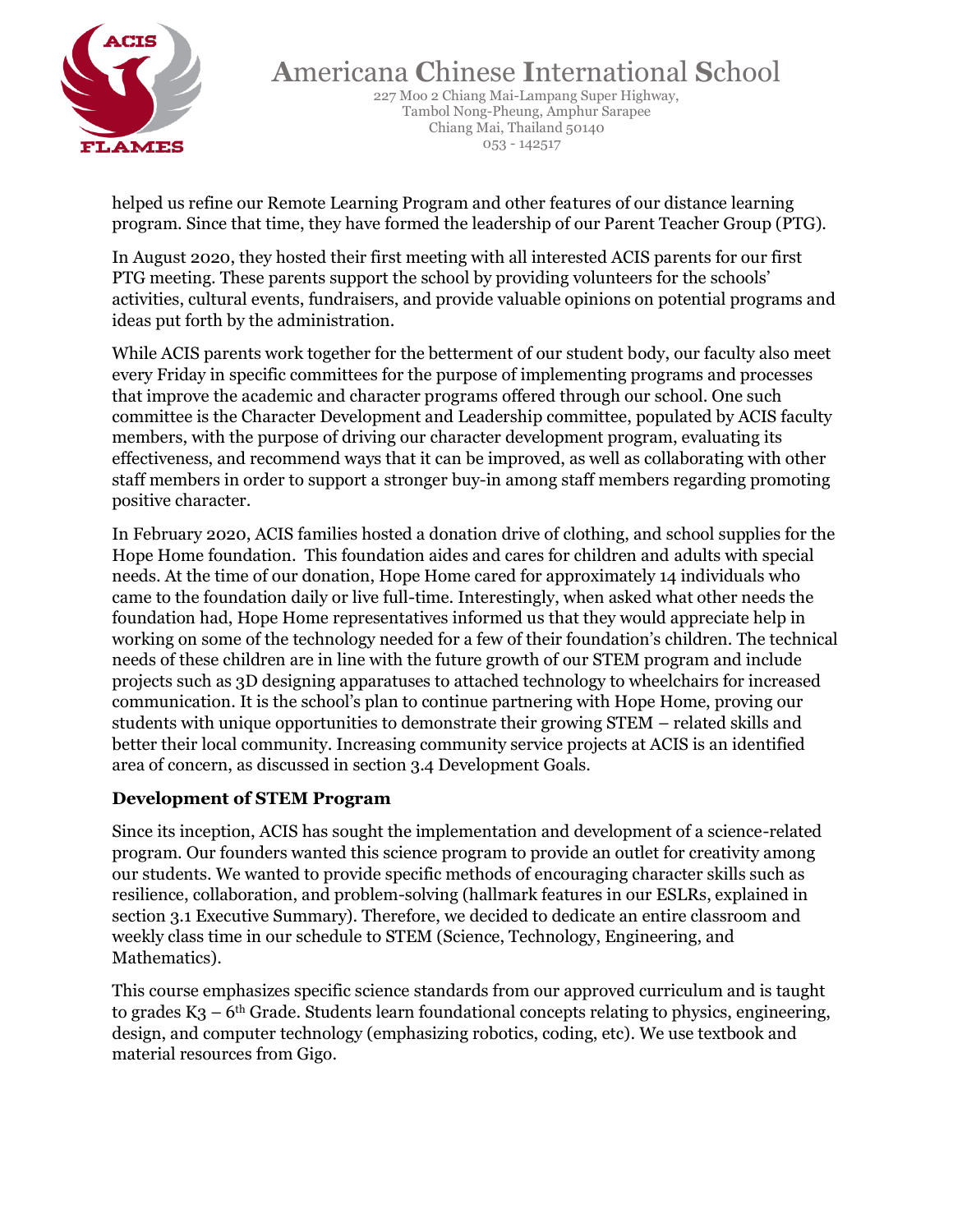helped us refine our Remote Learning Program and other features of our distance learning program. Since that time, they have formed the leadership of our Parent Teacher Group (PTG).

In August 2020, they hosted their first meeting with all interested ACIS parents for our first PTG meeting. These parents support the school by providing volunteers for the schools' activities, cultural events, fundraisers, and provide valuable opinions on potential programs and ideas put forth by the administration.

While ACIS parents work together for the betterment of our student body, our faculty also meet every Friday in specific committees for the purpose of implementing programs and processes that improve the academic and character programs offered through our school. One such committee is the Character Development and Leadership committee, populated by ACIS faculty members, with the purpose of driving our character development program, evaluating its effectiveness, and recommend ways that it can be improved, as well as collaborating with other staff members in order to support a stronger buy-in among staff members regarding promoting positive character.

In February 2020, ACIS families hosted a donation drive of clothing, and school supplies for the Hope Home foundation. This foundation aides and cares for children and adults with special needs. At the time of our donation, Hope Home cared for approximately 14 individuals who came to the foundation daily or live full-time. Interestingly, when asked what other needs the foundation had, Hope Home representatives informed us that they would appreciate help in working on some of the technology needed for a few of their foundation's children. The technical needs of these children are in line with the future growth of our STEM program and include projects such as 3D designing apparatuses to attached technology to wheelchairs for increased communication. It is the school's plan to continue partnering with Hope Home, proving our students with unique opportunities to demonstrate their growing STEM – related skills and better their local community. Increasing community service projects at ACIS is an identified area of concern, as discussed in section 3.4 Development Goals.

**Development of STEM Program**

Since its inception, ACIS has sought the implementation and development of a science-related program. Our founders wanted this science program to provide an outlet for creativity among our students. We wanted to provide specific methods of encouraging character skills such as resilience, collaboration, and problem-solving (hallmark features in our ESLRs, explained in section 3.1 Executive Summary). Therefore, we decided to dedicate an entire classroom and weekly class time in our schedule to STEM (Science, Technology, Engineering, and Mathematics).

This course emphasizes specific science standards from our approved curriculum and is taught to grades K3 – 6th Grade. Students learn foundational concepts relating to physics, engineering, design, and computer technology (emphasizing robotics, coding, etc). We use textbook and material resources from Gigo.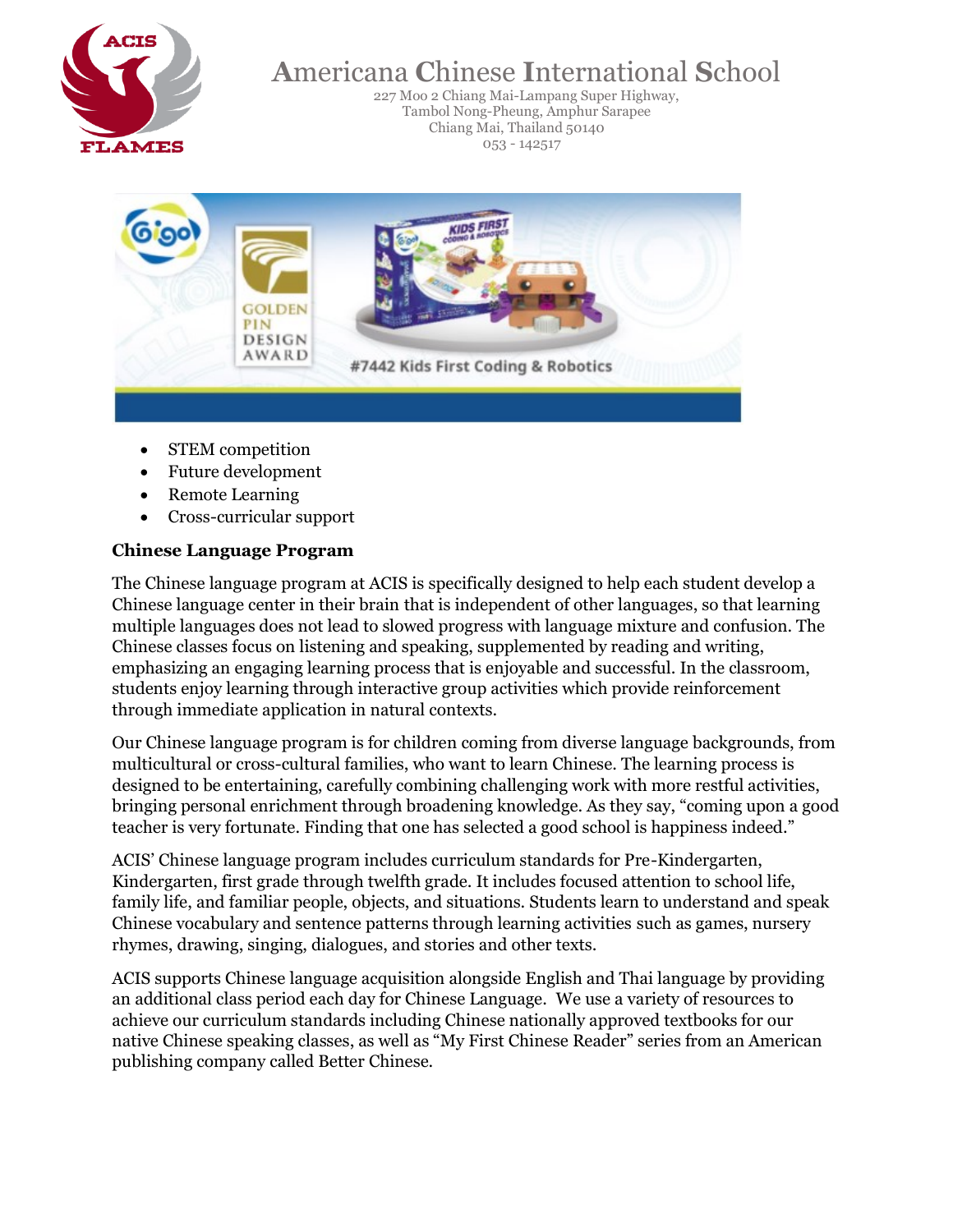# Americana Chinese International School

227 Moo 2 Chiang Mai-Lampang Super Highway,
Tambol Nong-Pheung, Amphur Sarapee
Chiang Mai, Thailand 50140
053 - 142517

- STEM competition
- Future development
- Remote Learning
- Cross-curricular support

**Chinese Language Program**

The Chinese language program at ACIS is specifically designed to help each student develop a Chinese language center in their brain that is independent of other languages, so that learning multiple languages does not lead to slowed progress with language mixture and confusion. The Chinese classes focus on listening and speaking, supplemented by reading and writing, emphasizing an engaging learning process that is enjoyable and successful. In the classroom, students enjoy learning through interactive group activities which provide reinforcement through immediate application in natural contexts.

Our Chinese language program is for children coming from diverse language backgrounds, from multicultural or cross-cultural families, who want to learn Chinese. The learning process is designed to be entertaining, carefully combining challenging work with more restful activities, bringing personal enrichment through broadening knowledge. As they say, "coming upon a good teacher is very fortunate. Finding that one has selected a good school is happiness indeed."

ACIS' Chinese language program includes curriculum standards for Pre-Kindergarten, Kindergarten, first grade through twelfth grade. It includes focused attention to school life, family life, and familiar people, objects, and situations. Students learn to understand and speak Chinese vocabulary and sentence patterns through learning activities such as games, nursery rhymes, drawing, singing, dialogues, and stories and other texts.

ACIS supports Chinese language acquisition alongside English and Thai language by providing an additional class period each day for Chinese Language. We use a variety of resources to achieve our curriculum standards including Chinese nationally approved textbooks for our native Chinese speaking classes, as well as "My First Chinese Reader" series from an American publishing company called Better Chinese.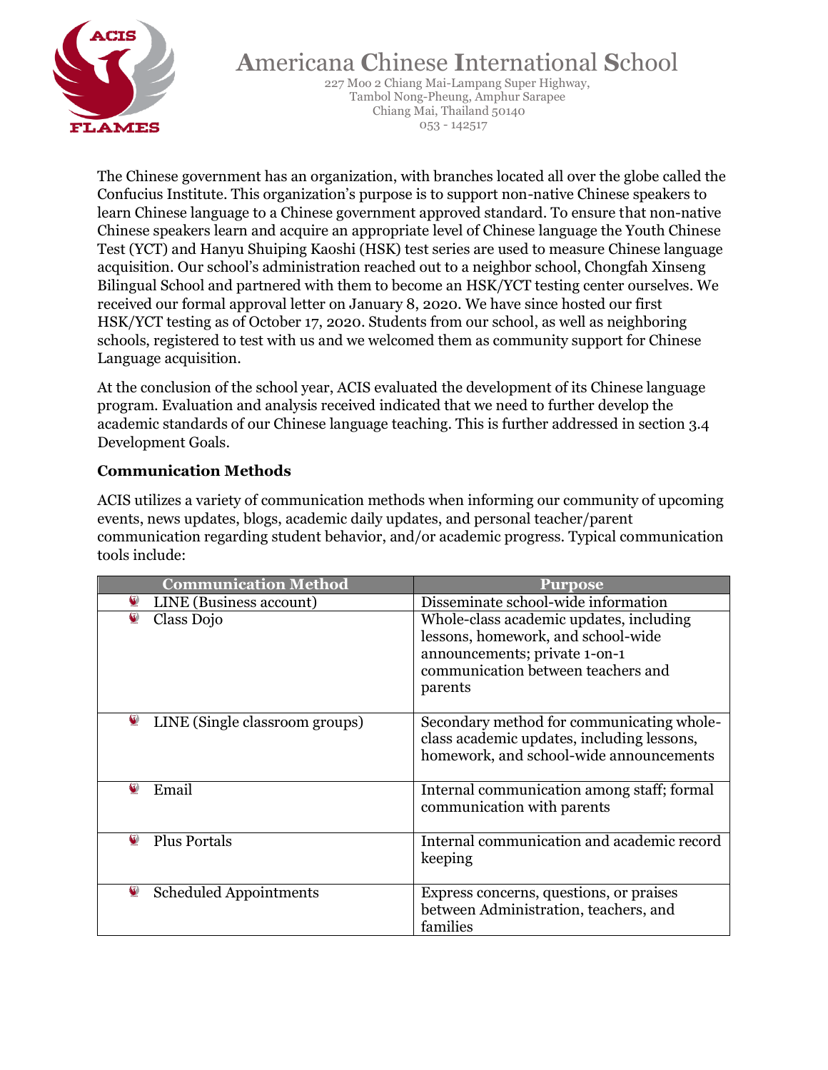The Chinese government has an organization, with branches located all over the globe called the Confucius Institute. This organization's purpose is to support non-native Chinese speakers to learn Chinese language to a Chinese government approved standard. To ensure that non-native Chinese speakers learn and acquire an appropriate level of Chinese language the Youth Chinese Test (YCT) and Hanyu Shuiping Kaoshi (HSK) test series are used to measure Chinese language acquisition. Our school's administration reached out to a neighbor school, Chongfah Xinseng Bilingual School and partnered with them to become an HSK/YCT testing center ourselves. We received our formal approval letter on January 8, 2020. We have since hosted our first HSK/YCT testing as of October 17, 2020. Students from our school, as well as neighboring schools, registered to test with us and we welcomed them as community support for Chinese Language acquisition.

At the conclusion of the school year, ACIS evaluated the development of its Chinese language program. Evaluation and analysis received indicated that we need to further develop the academic standards of our Chinese language teaching. This is further addressed in section 3.4 Development Goals.

**Communication Methods**

ACIS utilizes a variety of communication methods when informing our community of upcoming events, news updates, blogs, academic daily updates, and personal teacher/parent communication regarding student behavior, and/or academic progress. Typical communication tools include:

| Communication Method | Purpose |
|---|---|
| LINE (Business account) | Disseminate school-wide information |
| Class Dojo | Whole-class academic updates, including lessons, homework, and school-wide announcements; private 1-on-1 communication between teachers and parents |
| LINE (Single classroom groups) | Secondary method for communicating whole-class academic updates, including lessons, homework, and school-wide announcements |
| Email | Internal communication among staff; formal communication with parents |
| Plus Portals | Internal communication and academic record keeping |
| Scheduled Appointments | Express concerns, questions, or praises between Administration, teachers, and families |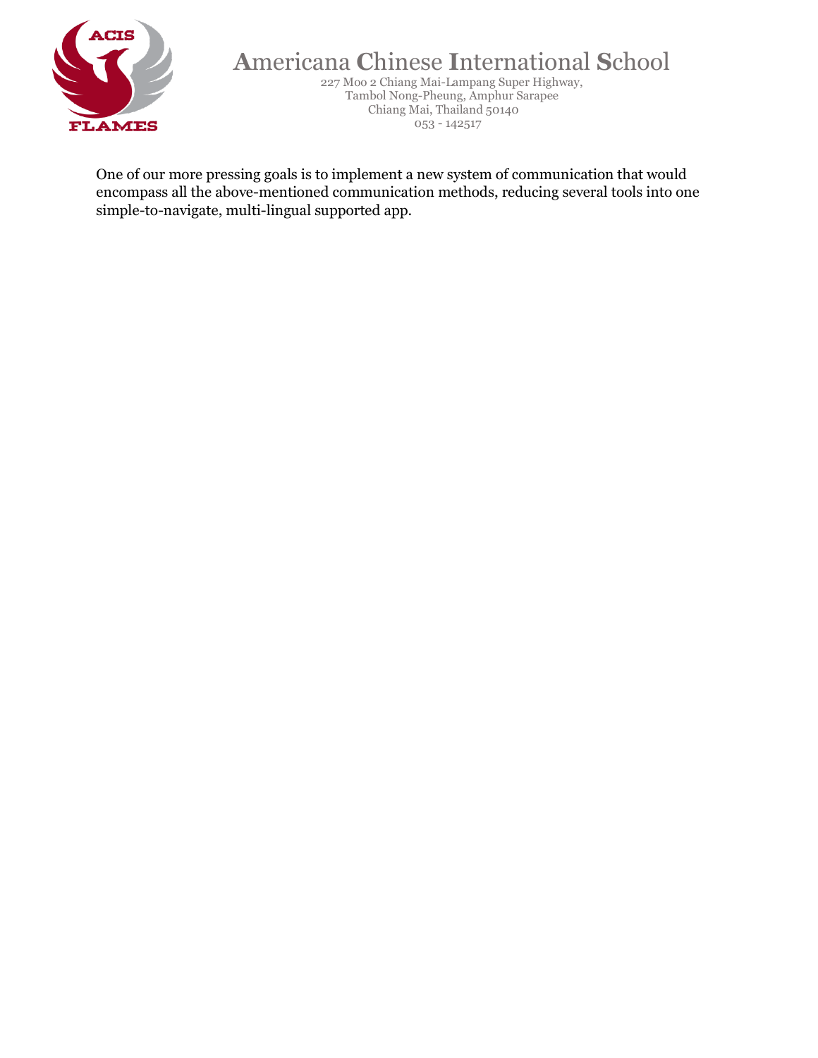One of our more pressing goals is to implement a new system of communication that would encompass all the above-mentioned communication methods, reducing several tools into one simple-to-navigate, multi-lingual supported app.